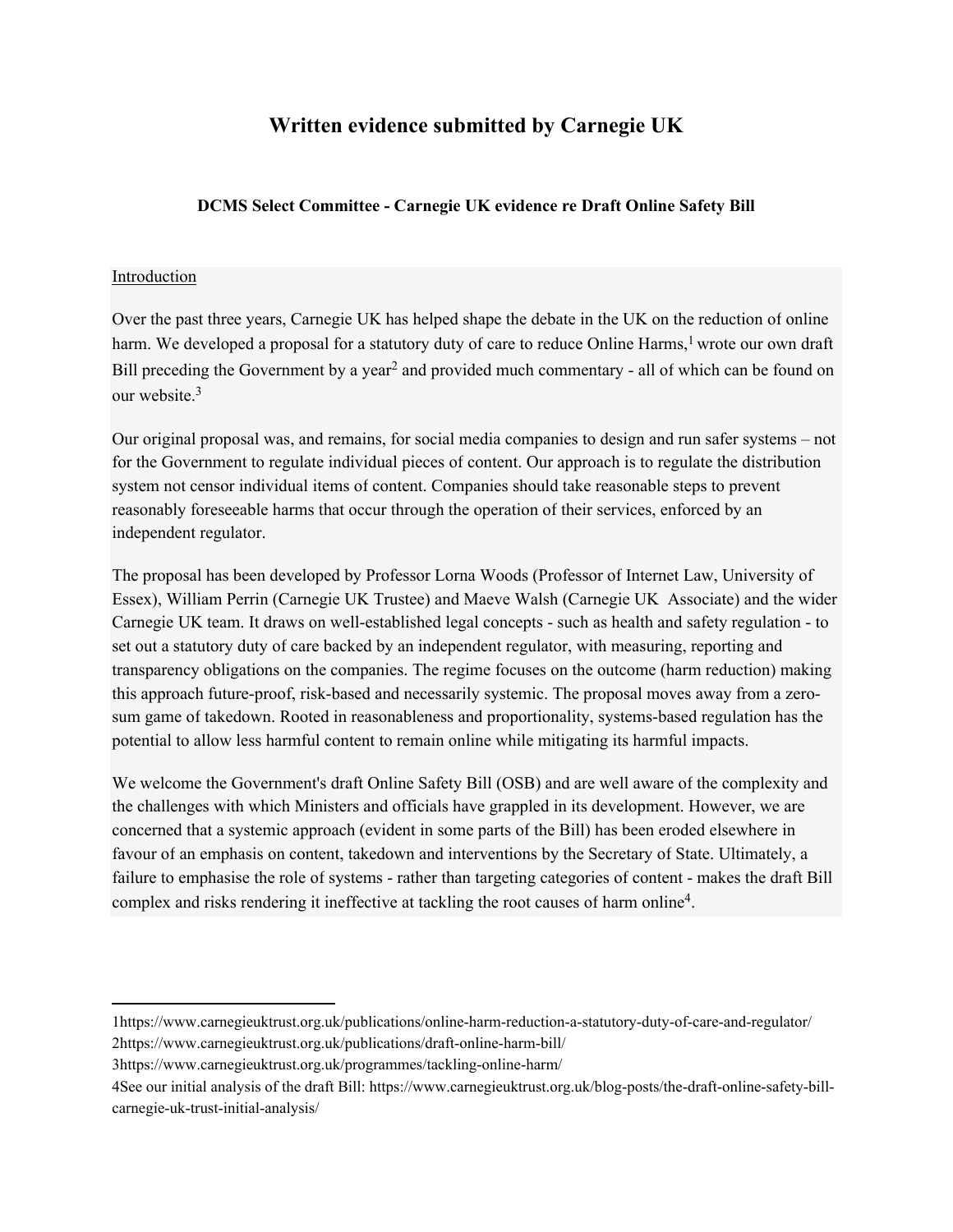# Written evidence submitted by Carnegie UK

### DCMS Select Committee - Carnegie UK evidence re Draft Online Safety Bill

Introduction

Over the past three years, Carnegie UK has helped shape the debate in the UK on the reduction of online harm. We developed a proposal for a statutory duty of care to reduce Online Harms,[1] wrote our own draft Bill preceding the Government by a year[2] and provided much commentary - all of which can be found on our website.[3]

Our original proposal was, and remains, for social media companies to design and run safer systems – not for the Government to regulate individual pieces of content. Our approach is to regulate the distribution system not censor individual items of content. Companies should take reasonable steps to prevent reasonably foreseeable harms that occur through the operation of their services, enforced by an independent regulator.

The proposal has been developed by Professor Lorna Woods (Professor of Internet Law, University of Essex), William Perrin (Carnegie UK Trustee) and Maeve Walsh (Carnegie UK Associate) and the wider Carnegie UK team. It draws on well-established legal concepts - such as health and safety regulation - to set out a statutory duty of care backed by an independent regulator, with measuring, reporting and transparency obligations on the companies. The regime focuses on the outcome (harm reduction) making this approach future-proof, risk-based and necessarily systemic. The proposal moves away from a zero-sum game of takedown. Rooted in reasonableness and proportionality, systems-based regulation has the potential to allow less harmful content to remain online while mitigating its harmful impacts.

We welcome the Government's draft Online Safety Bill (OSB) and are well aware of the complexity and the challenges with which Ministers and officials have grappled in its development. However, we are concerned that a systemic approach (evident in some parts of the Bill) has been eroded elsewhere in favour of an emphasis on content, takedown and interventions by the Secretary of State. Ultimately, a failure to emphasise the role of systems - rather than targeting categories of content - makes the draft Bill complex and risks rendering it ineffective at tackling the root causes of harm online[4].

---

1https://www.carnegieuktrust.org.uk/publications/online-harm-reduction-a-statutory-duty-of-care-and-regulator/

2https://www.carnegieuktrust.org.uk/publications/draft-online-harm-bill/

3https://www.carnegieuktrust.org.uk/programmes/tackling-online-harm/

4See our initial analysis of the draft Bill: https://www.carnegieuktrust.org.uk/blog-posts/the-draft-online-safety-bill-carnegie-uk-trust-initial-analysis/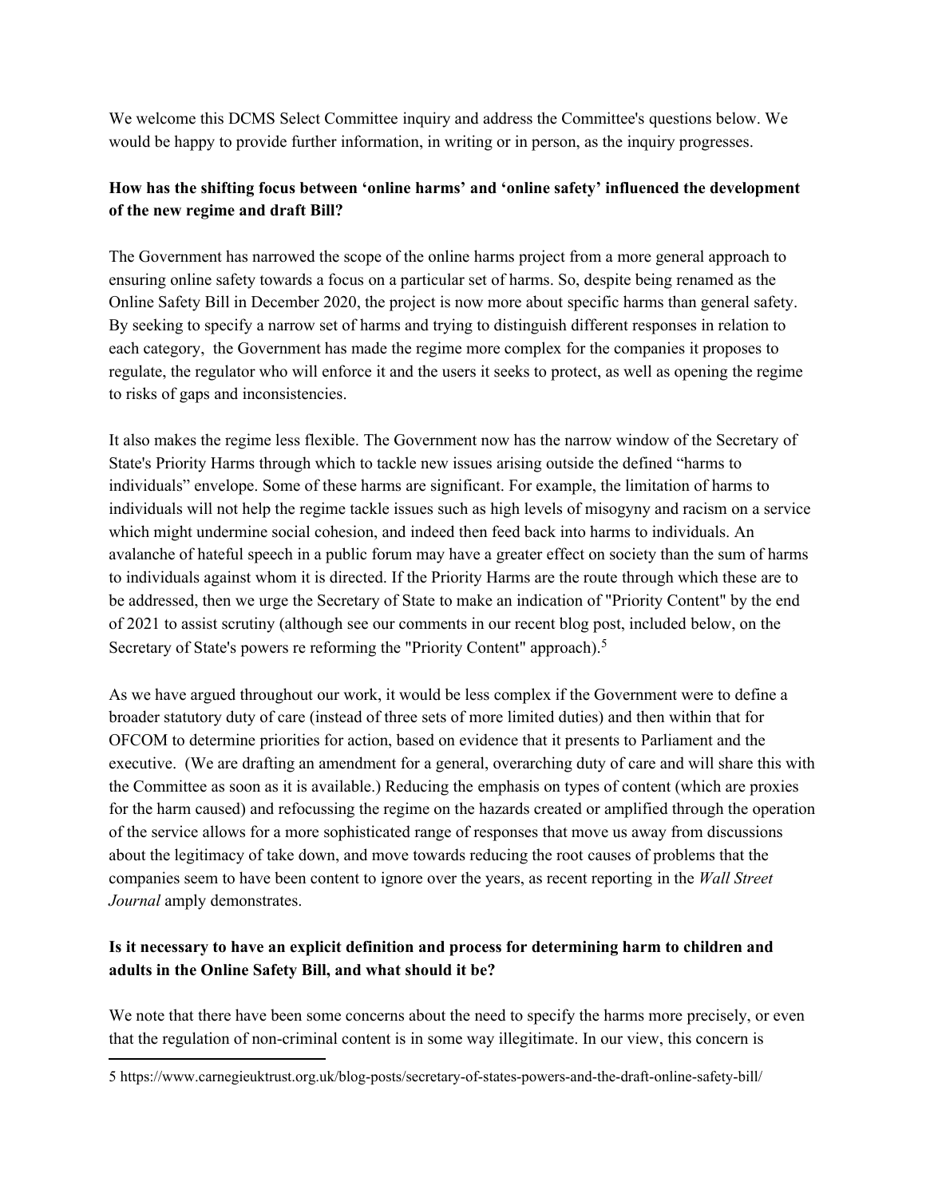We welcome this DCMS Select Committee inquiry and address the Committee's questions below. We would be happy to provide further information, in writing or in person, as the inquiry progresses.

**How has the shifting focus between 'online harms' and 'online safety' influenced the development of the new regime and draft Bill?**

The Government has narrowed the scope of the online harms project from a more general approach to ensuring online safety towards a focus on a particular set of harms. So, despite being renamed as the Online Safety Bill in December 2020, the project is now more about specific harms than general safety. By seeking to specify a narrow set of harms and trying to distinguish different responses in relation to each category, the Government has made the regime more complex for the companies it proposes to regulate, the regulator who will enforce it and the users it seeks to protect, as well as opening the regime to risks of gaps and inconsistencies.

It also makes the regime less flexible. The Government now has the narrow window of the Secretary of State's Priority Harms through which to tackle new issues arising outside the defined "harms to individuals" envelope. Some of these harms are significant. For example, the limitation of harms to individuals will not help the regime tackle issues such as high levels of misogyny and racism on a service which might undermine social cohesion, and indeed then feed back into harms to individuals. An avalanche of hateful speech in a public forum may have a greater effect on society than the sum of harms to individuals against whom it is directed. If the Priority Harms are the route through which these are to be addressed, then we urge the Secretary of State to make an indication of "Priority Content" by the end of 2021 to assist scrutiny (although see our comments in our recent blog post, included below, on the Secretary of State's powers re reforming the "Priority Content" approach).[5]

As we have argued throughout our work, it would be less complex if the Government were to define a broader statutory duty of care (instead of three sets of more limited duties) and then within that for OFCOM to determine priorities for action, based on evidence that it presents to Parliament and the executive. (We are drafting an amendment for a general, overarching duty of care and will share this with the Committee as soon as it is available.) Reducing the emphasis on types of content (which are proxies for the harm caused) and refocussing the regime on the hazards created or amplified through the operation of the service allows for a more sophisticated range of responses that move us away from discussions about the legitimacy of take down, and move towards reducing the root causes of problems that the companies seem to have been content to ignore over the years, as recent reporting in the *Wall Street Journal* amply demonstrates.

**Is it necessary to have an explicit definition and process for determining harm to children and adults in the Online Safety Bill, and what should it be?**

We note that there have been some concerns about the need to specify the harms more precisely, or even that the regulation of non-criminal content is in some way illegitimate. In our view, this concern is

---

5 https://www.carnegieuktrust.org.uk/blog-posts/secretary-of-states-powers-and-the-draft-online-safety-bill/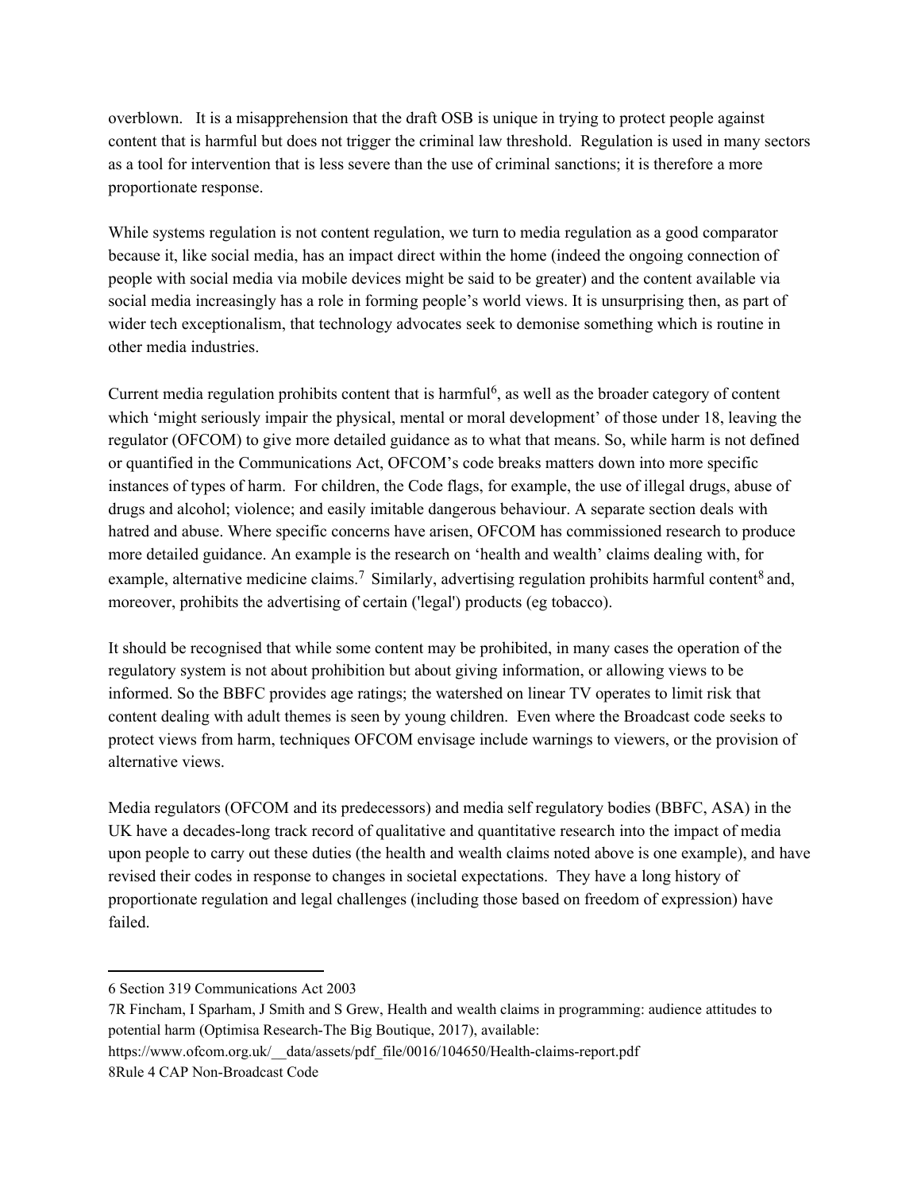overblown. It is a misapprehension that the draft OSB is unique in trying to protect people against content that is harmful but does not trigger the criminal law threshold. Regulation is used in many sectors as a tool for intervention that is less severe than the use of criminal sanctions; it is therefore a more proportionate response.

While systems regulation is not content regulation, we turn to media regulation as a good comparator because it, like social media, has an impact direct within the home (indeed the ongoing connection of people with social media via mobile devices might be said to be greater) and the content available via social media increasingly has a role in forming people's world views. It is unsurprising then, as part of wider tech exceptionalism, that technology advocates seek to demonise something which is routine in other media industries.

Current media regulation prohibits content that is harmful[6], as well as the broader category of content which 'might seriously impair the physical, mental or moral development' of those under 18, leaving the regulator (OFCOM) to give more detailed guidance as to what that means. So, while harm is not defined or quantified in the Communications Act, OFCOM's code breaks matters down into more specific instances of types of harm. For children, the Code flags, for example, the use of illegal drugs, abuse of drugs and alcohol; violence; and easily imitable dangerous behaviour. A separate section deals with hatred and abuse. Where specific concerns have arisen, OFCOM has commissioned research to produce more detailed guidance. An example is the research on 'health and wealth' claims dealing with, for example, alternative medicine claims.[7] Similarly, advertising regulation prohibits harmful content[8] and, moreover, prohibits the advertising of certain ('legal') products (eg tobacco).

It should be recognised that while some content may be prohibited, in many cases the operation of the regulatory system is not about prohibition but about giving information, or allowing views to be informed. So the BBFC provides age ratings; the watershed on linear TV operates to limit risk that content dealing with adult themes is seen by young children. Even where the Broadcast code seeks to protect views from harm, techniques OFCOM envisage include warnings to viewers, or the provision of alternative views.

Media regulators (OFCOM and its predecessors) and media self regulatory bodies (BBFC, ASA) in the UK have a decades-long track record of qualitative and quantitative research into the impact of media upon people to carry out these duties (the health and wealth claims noted above is one example), and have revised their codes in response to changes in societal expectations. They have a long history of proportionate regulation and legal challenges (including those based on freedom of expression) have failed.

---

6 Section 319 Communications Act 2003

7R Fincham, I Sparham, J Smith and S Grew, Health and wealth claims in programming: audience attitudes to potential harm (Optimisa Research-The Big Boutique, 2017), available: https://www.ofcom.org.uk/__data/assets/pdf_file/0016/104650/Health-claims-report.pdf

8Rule 4 CAP Non-Broadcast Code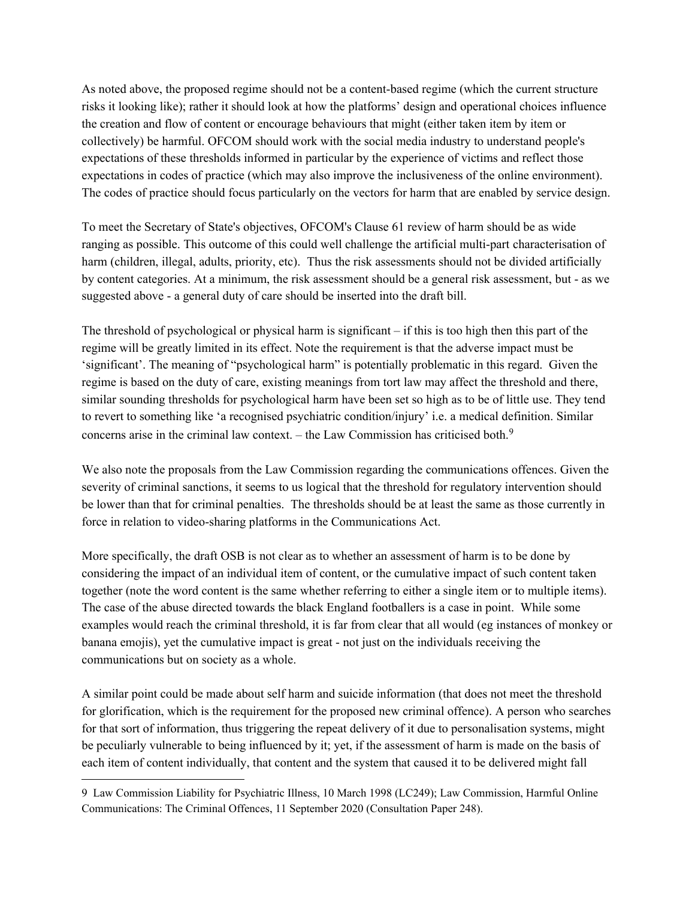As noted above, the proposed regime should not be a content-based regime (which the current structure risks it looking like); rather it should look at how the platforms' design and operational choices influence the creation and flow of content or encourage behaviours that might (either taken item by item or collectively) be harmful. OFCOM should work with the social media industry to understand people's expectations of these thresholds informed in particular by the experience of victims and reflect those expectations in codes of practice (which may also improve the inclusiveness of the online environment). The codes of practice should focus particularly on the vectors for harm that are enabled by service design.

To meet the Secretary of State's objectives, OFCOM's Clause 61 review of harm should be as wide ranging as possible. This outcome of this could well challenge the artificial multi-part characterisation of harm (children, illegal, adults, priority, etc). Thus the risk assessments should not be divided artificially by content categories. At a minimum, the risk assessment should be a general risk assessment, but - as we suggested above - a general duty of care should be inserted into the draft bill.

The threshold of psychological or physical harm is significant – if this is too high then this part of the regime will be greatly limited in its effect. Note the requirement is that the adverse impact must be 'significant'. The meaning of "psychological harm" is potentially problematic in this regard. Given the regime is based on the duty of care, existing meanings from tort law may affect the threshold and there, similar sounding thresholds for psychological harm have been set so high as to be of little use. They tend to revert to something like 'a recognised psychiatric condition/injury' i.e. a medical definition. Similar concerns arise in the criminal law context. – the Law Commission has criticised both.[9]

We also note the proposals from the Law Commission regarding the communications offences. Given the severity of criminal sanctions, it seems to us logical that the threshold for regulatory intervention should be lower than that for criminal penalties. The thresholds should be at least the same as those currently in force in relation to video-sharing platforms in the Communications Act.

More specifically, the draft OSB is not clear as to whether an assessment of harm is to be done by considering the impact of an individual item of content, or the cumulative impact of such content taken together (note the word content is the same whether referring to either a single item or to multiple items). The case of the abuse directed towards the black England footballers is a case in point. While some examples would reach the criminal threshold, it is far from clear that all would (eg instances of monkey or banana emojis), yet the cumulative impact is great - not just on the individuals receiving the communications but on society as a whole.

A similar point could be made about self harm and suicide information (that does not meet the threshold for glorification, which is the requirement for the proposed new criminal offence). A person who searches for that sort of information, thus triggering the repeat delivery of it due to personalisation systems, might be peculiarly vulnerable to being influenced by it; yet, if the assessment of harm is made on the basis of each item of content individually, that content and the system that caused it to be delivered might fall

---

9 Law Commission Liability for Psychiatric Illness, 10 March 1998 (LC249); Law Commission, Harmful Online Communications: The Criminal Offences, 11 September 2020 (Consultation Paper 248).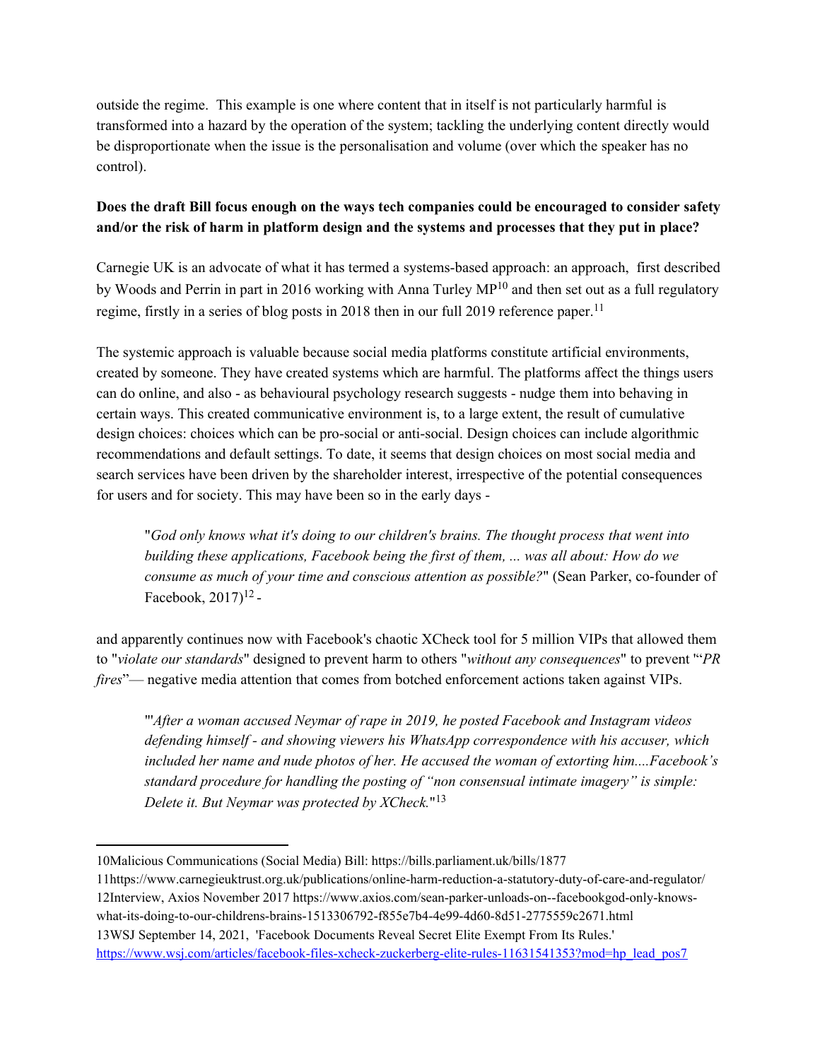outside the regime. This example is one where content that in itself is not particularly harmful is transformed into a hazard by the operation of the system; tackling the underlying content directly would be disproportionate when the issue is the personalisation and volume (over which the speaker has no control).

**Does the draft Bill focus enough on the ways tech companies could be encouraged to consider safety and/or the risk of harm in platform design and the systems and processes that they put in place?**

Carnegie UK is an advocate of what it has termed a systems-based approach: an approach, first described by Woods and Perrin in part in 2016 working with Anna Turley MP[10] and then set out as a full regulatory regime, firstly in a series of blog posts in 2018 then in our full 2019 reference paper.[11]

The systemic approach is valuable because social media platforms constitute artificial environments, created by someone. They have created systems which are harmful. The platforms affect the things users can do online, and also - as behavioural psychology research suggests - nudge them into behaving in certain ways. This created communicative environment is, to a large extent, the result of cumulative design choices: choices which can be pro-social or anti-social. Design choices can include algorithmic recommendations and default settings. To date, it seems that design choices on most social media and search services have been driven by the shareholder interest, irrespective of the potential consequences for users and for society. This may have been so in the early days -

> "*God only knows what it's doing to our children's brains. The thought process that went into building these applications, Facebook being the first of them, ... was all about: How do we consume as much of your time and conscious attention as possible?*" (Sean Parker, co-founder of Facebook, 2017)[12] -

and apparently continues now with Facebook's chaotic XCheck tool for 5 million VIPs that allowed them to "*violate our standards*" designed to prevent harm to others "*without any consequences*" to prevent "“*PR fires*”— negative media attention that comes from botched enforcement actions taken against VIPs.

> "'*After a woman accused Neymar of rape in 2019, he posted Facebook and Instagram videos defending himself - and showing viewers his WhatsApp correspondence with his accuser, which included her name and nude photos of her. He accused the woman of extorting him....Facebook's standard procedure for handling the posting of "non consensual intimate imagery" is simple: Delete it. But Neymar was protected by XCheck.*"[13]

---

10Malicious Communications (Social Media) Bill: https://bills.parliament.uk/bills/1877

11https://www.carnegieuktrust.org.uk/publications/online-harm-reduction-a-statutory-duty-of-care-and-regulator/

12Interview, Axios November 2017 https://www.axios.com/sean-parker-unloads-on--facebookgod-only-knows-what-its-doing-to-our-childrens-brains-1513306792-f855e7b4-4e99-4d60-8d51-2775559c2671.html

13WSJ September 14, 2021, 'Facebook Documents Reveal Secret Elite Exempt From Its Rules.' https://www.wsj.com/articles/facebook-files-xcheck-zuckerberg-elite-rules-11631541353?mod=hp_lead_pos7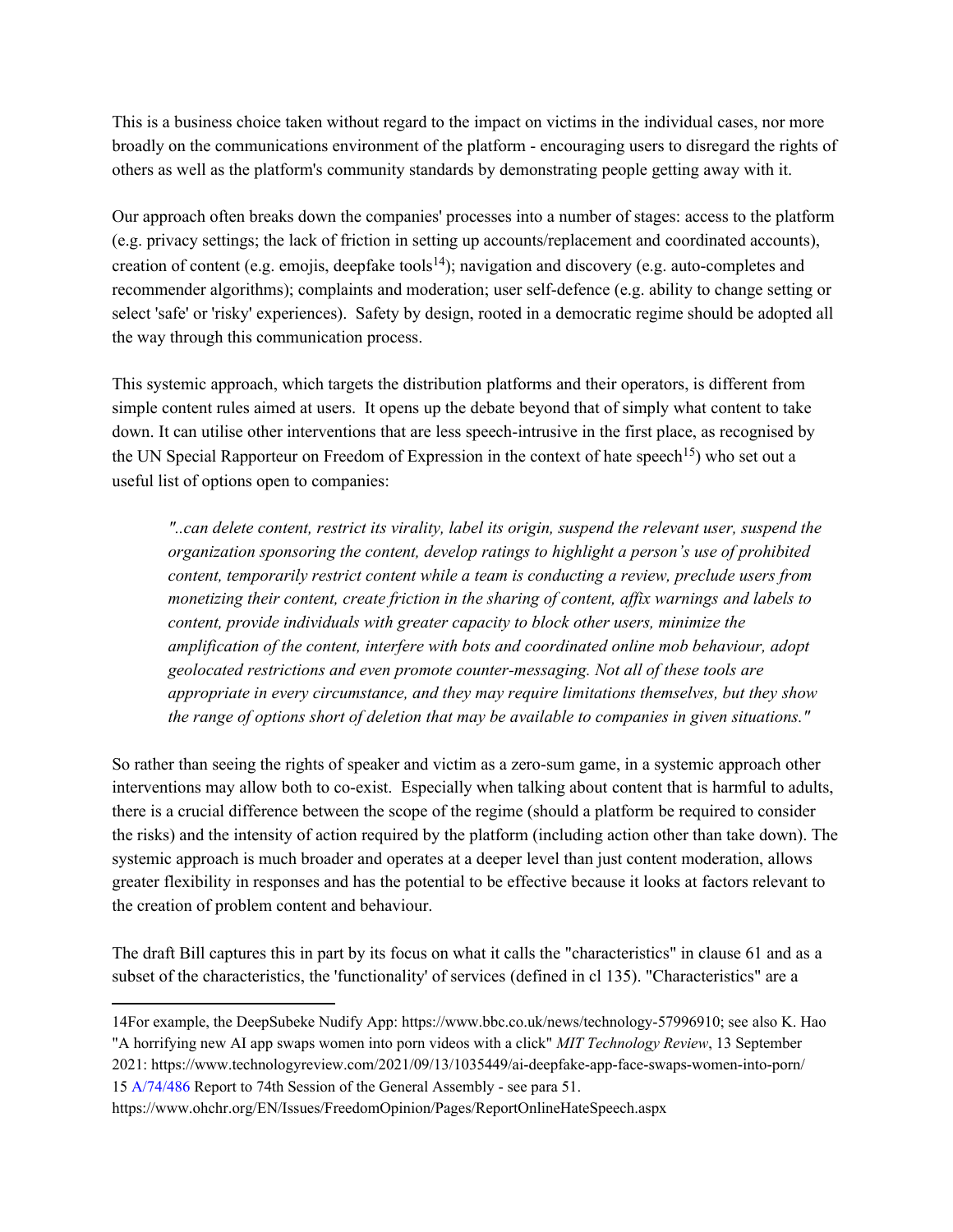This is a business choice taken without regard to the impact on victims in the individual cases, nor more broadly on the communications environment of the platform - encouraging users to disregard the rights of others as well as the platform's community standards by demonstrating people getting away with it.

Our approach often breaks down the companies' processes into a number of stages: access to the platform (e.g. privacy settings; the lack of friction in setting up accounts/replacement and coordinated accounts), creation of content (e.g. emojis, deepfake tools[14]); navigation and discovery (e.g. auto-completes and recommender algorithms); complaints and moderation; user self-defence (e.g. ability to change setting or select 'safe' or 'risky' experiences). Safety by design, rooted in a democratic regime should be adopted all the way through this communication process.

This systemic approach, which targets the distribution platforms and their operators, is different from simple content rules aimed at users. It opens up the debate beyond that of simply what content to take down. It can utilise other interventions that are less speech-intrusive in the first place, as recognised by the UN Special Rapporteur on Freedom of Expression in the context of hate speech[15]) who set out a useful list of options open to companies:

> *"..can delete content, restrict its virality, label its origin, suspend the relevant user, suspend the organization sponsoring the content, develop ratings to highlight a person's use of prohibited content, temporarily restrict content while a team is conducting a review, preclude users from monetizing their content, create friction in the sharing of content, affix warnings and labels to content, provide individuals with greater capacity to block other users, minimize the amplification of the content, interfere with bots and coordinated online mob behaviour, adopt geolocated restrictions and even promote counter-messaging. Not all of these tools are appropriate in every circumstance, and they may require limitations themselves, but they show the range of options short of deletion that may be available to companies in given situations."*

So rather than seeing the rights of speaker and victim as a zero-sum game, in a systemic approach other interventions may allow both to co-exist. Especially when talking about content that is harmful to adults, there is a crucial difference between the scope of the regime (should a platform be required to consider the risks) and the intensity of action required by the platform (including action other than take down). The systemic approach is much broader and operates at a deeper level than just content moderation, allows greater flexibility in responses and has the potential to be effective because it looks at factors relevant to the creation of problem content and behaviour.

The draft Bill captures this in part by its focus on what it calls the "characteristics" in clause 61 and as a subset of the characteristics, the 'functionality' of services (defined in cl 135). "Characteristics" are a

---

14For example, the DeepSubeke Nudify App: https://www.bbc.co.uk/news/technology-57996910; see also K. Hao "A horrifying new AI app swaps women into porn videos with a click" *MIT Technology Review*, 13 September 2021: https://www.technologyreview.com/2021/09/13/1035449/ai-deepfake-app-face-swaps-women-into-porn/

15 A/74/486 Report to 74th Session of the General Assembly - see para 51. https://www.ohchr.org/EN/Issues/FreedomOpinion/Pages/ReportOnlineHateSpeech.aspx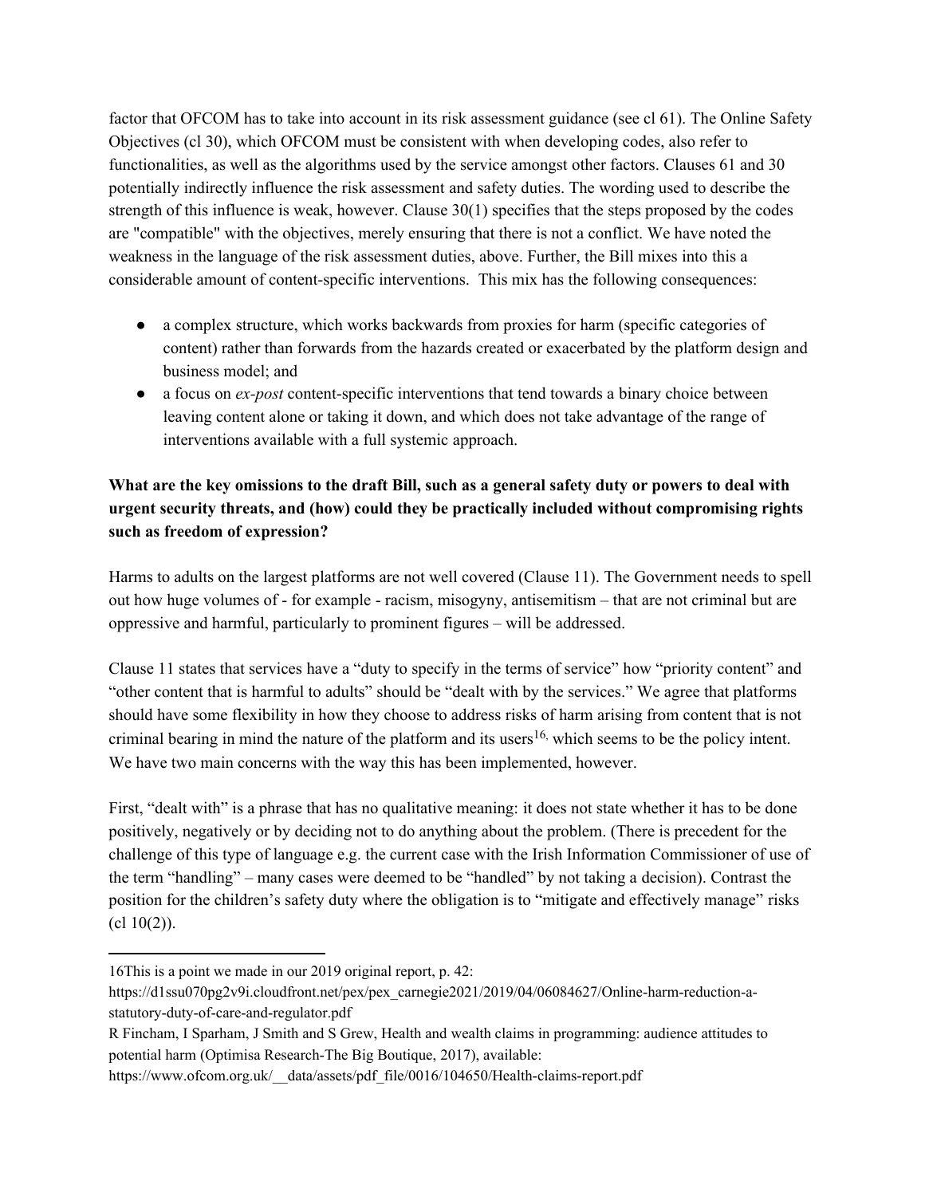factor that OFCOM has to take into account in its risk assessment guidance (see cl 61). The Online Safety Objectives (cl 30), which OFCOM must be consistent with when developing codes, also refer to functionalities, as well as the algorithms used by the service amongst other factors. Clauses 61 and 30 potentially indirectly influence the risk assessment and safety duties. The wording used to describe the strength of this influence is weak, however. Clause 30(1) specifies that the steps proposed by the codes are "compatible" with the objectives, merely ensuring that there is not a conflict. We have noted the weakness in the language of the risk assessment duties, above. Further, the Bill mixes into this a considerable amount of content-specific interventions. This mix has the following consequences:

- a complex structure, which works backwards from proxies for harm (specific categories of content) rather than forwards from the hazards created or exacerbated by the platform design and business model; and
- a focus on *ex-post* content-specific interventions that tend towards a binary choice between leaving content alone or taking it down, and which does not take advantage of the range of interventions available with a full systemic approach.

**What are the key omissions to the draft Bill, such as a general safety duty or powers to deal with urgent security threats, and (how) could they be practically included without compromising rights such as freedom of expression?**

Harms to adults on the largest platforms are not well covered (Clause 11). The Government needs to spell out how huge volumes of - for example - racism, misogyny, antisemitism – that are not criminal but are oppressive and harmful, particularly to prominent figures – will be addressed.

Clause 11 states that services have a "duty to specify in the terms of service" how "priority content" and "other content that is harmful to adults" should be "dealt with by the services." We agree that platforms should have some flexibility in how they choose to address risks of harm arising from content that is not criminal bearing in mind the nature of the platform and its users[16], which seems to be the policy intent. We have two main concerns with the way this has been implemented, however.

First, "dealt with" is a phrase that has no qualitative meaning: it does not state whether it has to be done positively, negatively or by deciding not to do anything about the problem. (There is precedent for the challenge of this type of language e.g. the current case with the Irish Information Commissioner of use of the term "handling" – many cases were deemed to be "handled" by not taking a decision). Contrast the position for the children's safety duty where the obligation is to "mitigate and effectively manage" risks (cl 10(2)).

---

16This is a point we made in our 2019 original report, p. 42: https://d1ssu070pg2v9i.cloudfront.net/pex/pex_carnegie2021/2019/04/06084627/Online-harm-reduction-a-statutory-duty-of-care-and-regulator.pdf

R Fincham, I Sparham, J Smith and S Grew, Health and wealth claims in programming: audience attitudes to potential harm (Optimisa Research-The Big Boutique, 2017), available: https://www.ofcom.org.uk/__data/assets/pdf_file/0016/104650/Health-claims-report.pdf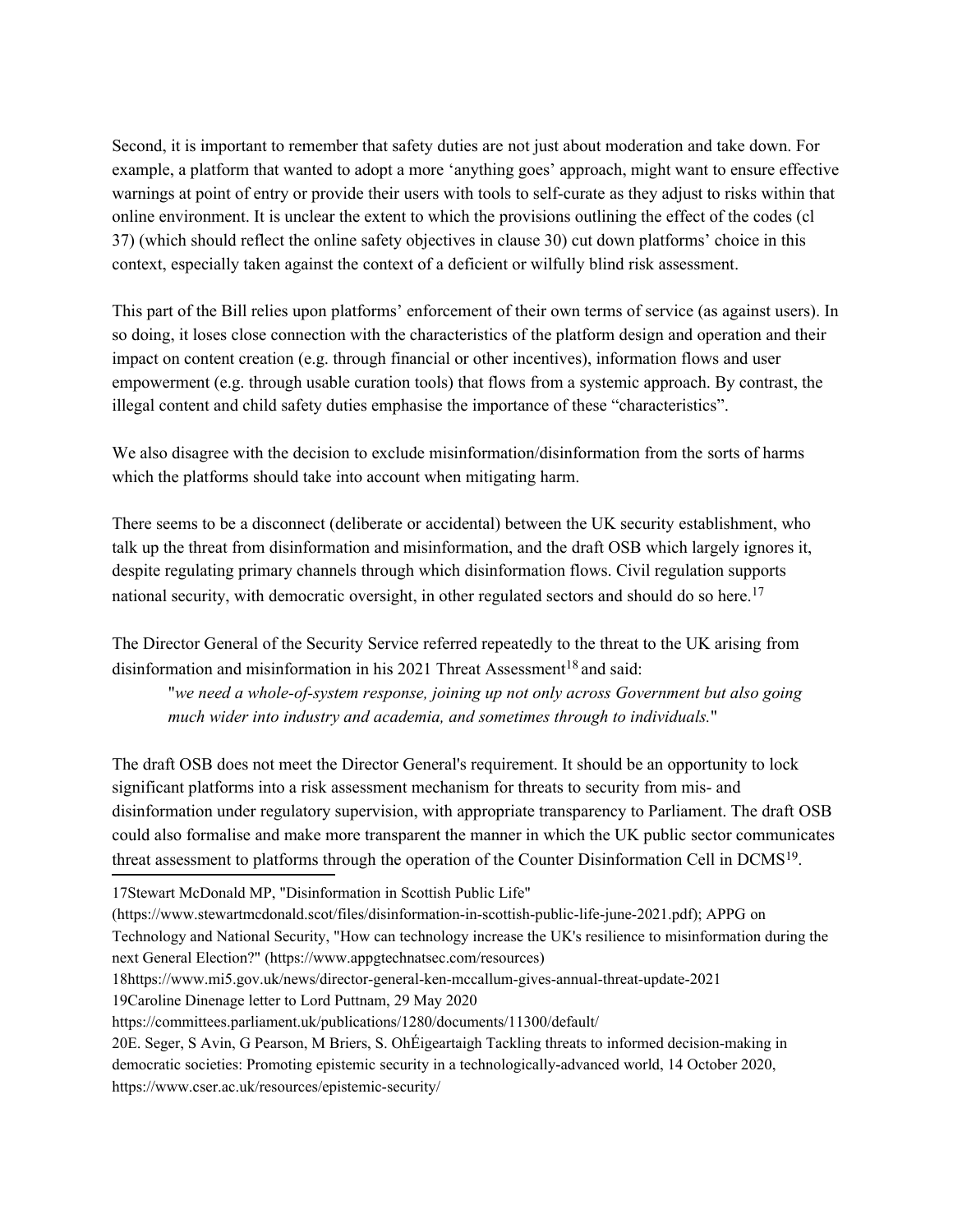Second, it is important to remember that safety duties are not just about moderation and take down. For example, a platform that wanted to adopt a more 'anything goes' approach, might want to ensure effective warnings at point of entry or provide their users with tools to self-curate as they adjust to risks within that online environment. It is unclear the extent to which the provisions outlining the effect of the codes (cl 37) (which should reflect the online safety objectives in clause 30) cut down platforms' choice in this context, especially taken against the context of a deficient or wilfully blind risk assessment.

This part of the Bill relies upon platforms' enforcement of their own terms of service (as against users). In so doing, it loses close connection with the characteristics of the platform design and operation and their impact on content creation (e.g. through financial or other incentives), information flows and user empowerment (e.g. through usable curation tools) that flows from a systemic approach. By contrast, the illegal content and child safety duties emphasise the importance of these "characteristics".

We also disagree with the decision to exclude misinformation/disinformation from the sorts of harms which the platforms should take into account when mitigating harm.

There seems to be a disconnect (deliberate or accidental) between the UK security establishment, who talk up the threat from disinformation and misinformation, and the draft OSB which largely ignores it, despite regulating primary channels through which disinformation flows. Civil regulation supports national security, with democratic oversight, in other regulated sectors and should do so here.[17]

The Director General of the Security Service referred repeatedly to the threat to the UK arising from disinformation and misinformation in his 2021 Threat Assessment[18] and said:

> "*we need a whole-of-system response, joining up not only across Government but also going much wider into industry and academia, and sometimes through to individuals.*"

The draft OSB does not meet the Director General's requirement. It should be an opportunity to lock significant platforms into a risk assessment mechanism for threats to security from mis- and disinformation under regulatory supervision, with appropriate transparency to Parliament. The draft OSB could also formalise and make more transparent the manner in which the UK public sector communicates threat assessment to platforms through the operation of the Counter Disinformation Cell in DCMS[19].

---

17Stewart McDonald MP, "Disinformation in Scottish Public Life" (https://www.stewartmcdonald.scot/files/disinformation-in-scottish-public-life-june-2021.pdf); APPG on Technology and National Security, "How can technology increase the UK's resilience to misinformation during the next General Election?" (https://www.appgtechnatsec.com/resources)

18https://www.mi5.gov.uk/news/director-general-ken-mccallum-gives-annual-threat-update-2021

19Caroline Dinenage letter to Lord Puttnam, 29 May 2020 https://committees.parliament.uk/publications/1280/documents/11300/default/

20E. Seger, S Avin, G Pearson, M Briers, S. OhÉigeartaigh Tackling threats to informed decision-making in democratic societies: Promoting epistemic security in a technologically-advanced world, 14 October 2020, https://www.cser.ac.uk/resources/epistemic-security/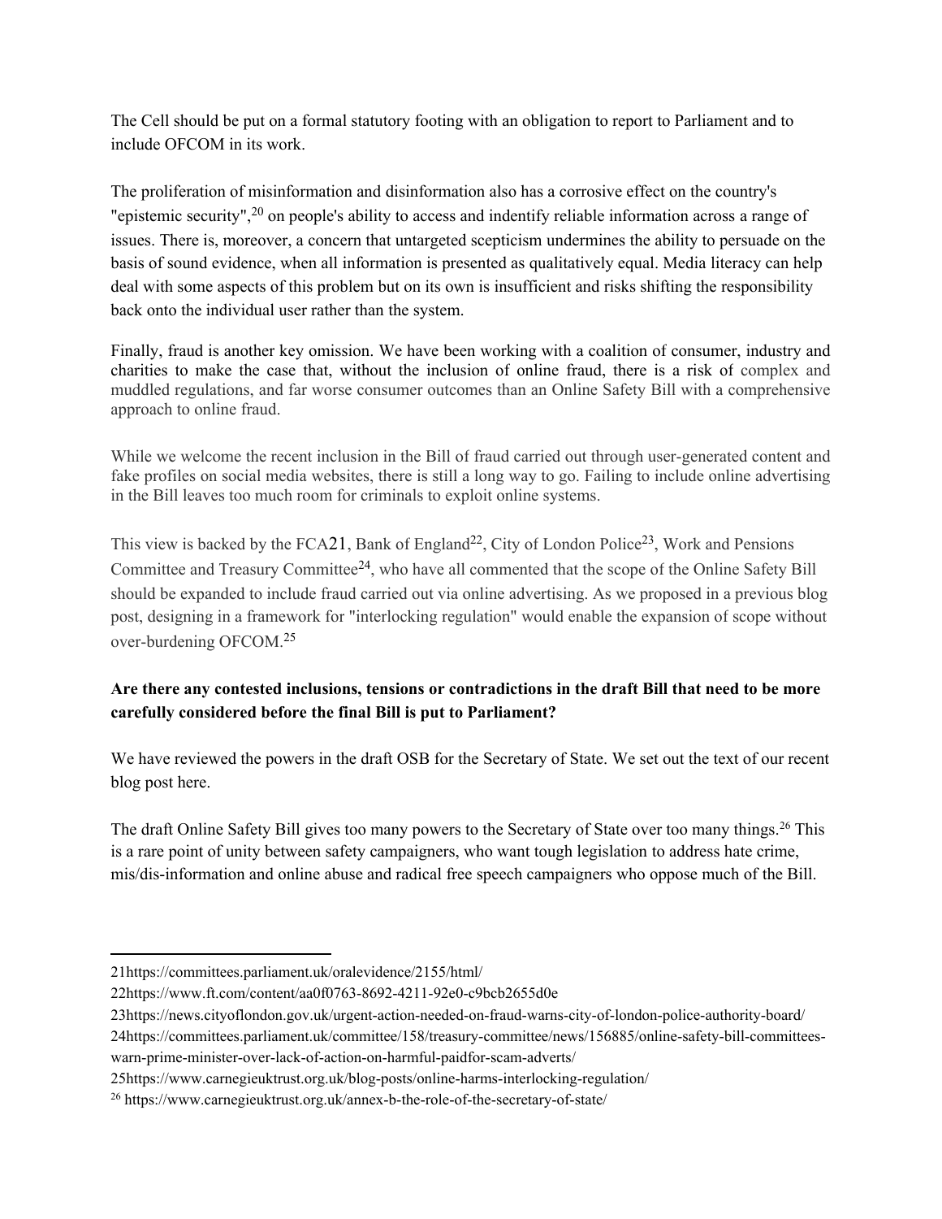The Cell should be put on a formal statutory footing with an obligation to report to Parliament and to include OFCOM in its work.

The proliferation of misinformation and disinformation also has a corrosive effect on the country's "epistemic security",[20] on people's ability to access and indentify reliable information across a range of issues. There is, moreover, a concern that untargeted scepticism undermines the ability to persuade on the basis of sound evidence, when all information is presented as qualitatively equal. Media literacy can help deal with some aspects of this problem but on its own is insufficient and risks shifting the responsibility back onto the individual user rather than the system.

Finally, fraud is another key omission. We have been working with a coalition of consumer, industry and charities to make the case that, without the inclusion of online fraud, there is a risk of complex and muddled regulations, and far worse consumer outcomes than an Online Safety Bill with a comprehensive approach to online fraud.

While we welcome the recent inclusion in the Bill of fraud carried out through user-generated content and fake profiles on social media websites, there is still a long way to go. Failing to include online advertising in the Bill leaves too much room for criminals to exploit online systems.

This view is backed by the FCA[21], Bank of England[22], City of London Police[23], Work and Pensions Committee and Treasury Committee[24], who have all commented that the scope of the Online Safety Bill should be expanded to include fraud carried out via online advertising. As we proposed in a previous blog post, designing in a framework for "interlocking regulation" would enable the expansion of scope without over-burdening OFCOM.[25]

**Are there any contested inclusions, tensions or contradictions in the draft Bill that need to be more carefully considered before the final Bill is put to Parliament?**

We have reviewed the powers in the draft OSB for the Secretary of State. We set out the text of our recent blog post here.

The draft Online Safety Bill gives too many powers to the Secretary of State over too many things.[26] This is a rare point of unity between safety campaigners, who want tough legislation to address hate crime, mis/dis-information and online abuse and radical free speech campaigners who oppose much of the Bill.

---

21https://committees.parliament.uk/oralevidence/2155/html/

22https://www.ft.com/content/aa0f0763-8692-4211-92e0-c9bcb2655d0e

23https://news.cityoflondon.gov.uk/urgent-action-needed-on-fraud-warns-city-of-london-police-authority-board/

24https://committees.parliament.uk/committee/158/treasury-committee/news/156885/online-safety-bill-committees-warn-prime-minister-over-lack-of-action-on-harmful-paidfor-scam-adverts/

25https://www.carnegieuktrust.org.uk/blog-posts/online-harms-interlocking-regulation/

26 https://www.carnegieuktrust.org.uk/annex-b-the-role-of-the-secretary-of-state/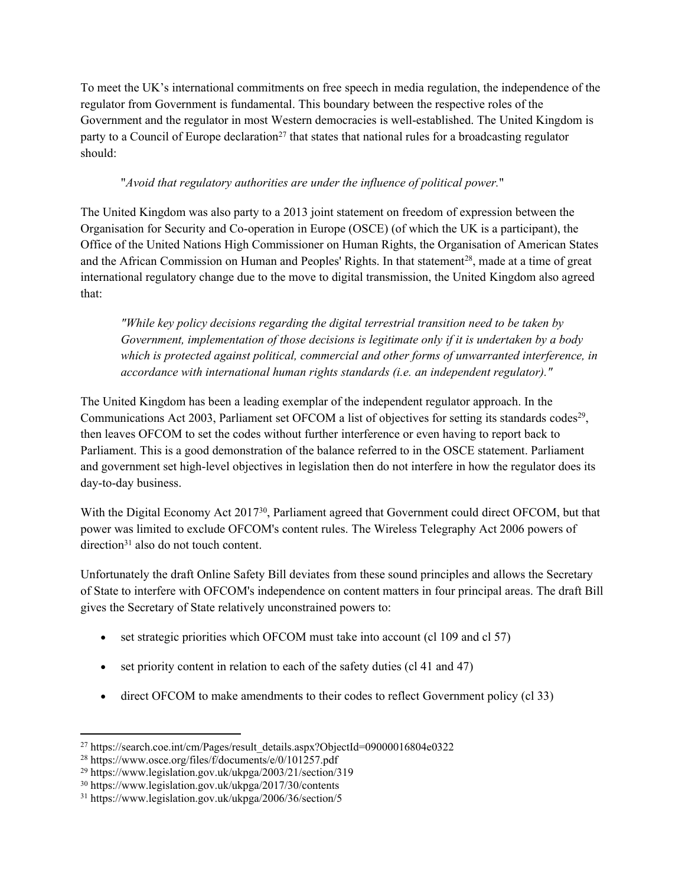To meet the UK's international commitments on free speech in media regulation, the independence of the regulator from Government is fundamental. This boundary between the respective roles of the Government and the regulator in most Western democracies is well-established. The United Kingdom is party to a Council of Europe declaration[27] that states that national rules for a broadcasting regulator should:

> "*Avoid that regulatory authorities are under the influence of political power.*"

The United Kingdom was also party to a 2013 joint statement on freedom of expression between the Organisation for Security and Co-operation in Europe (OSCE) (of which the UK is a participant), the Office of the United Nations High Commissioner on Human Rights, the Organisation of American States and the African Commission on Human and Peoples' Rights. In that statement[28], made at a time of great international regulatory change due to the move to digital transmission, the United Kingdom also agreed that:

> *"While key policy decisions regarding the digital terrestrial transition need to be taken by Government, implementation of those decisions is legitimate only if it is undertaken by a body which is protected against political, commercial and other forms of unwarranted interference, in accordance with international human rights standards (i.e. an independent regulator)."*

The United Kingdom has been a leading exemplar of the independent regulator approach. In the Communications Act 2003, Parliament set OFCOM a list of objectives for setting its standards codes[29], then leaves OFCOM to set the codes without further interference or even having to report back to Parliament. This is a good demonstration of the balance referred to in the OSCE statement. Parliament and government set high-level objectives in legislation then do not interfere in how the regulator does its day-to-day business.

With the Digital Economy Act 2017[30], Parliament agreed that Government could direct OFCOM, but that power was limited to exclude OFCOM's content rules. The Wireless Telegraphy Act 2006 powers of direction[31] also do not touch content.

Unfortunately the draft Online Safety Bill deviates from these sound principles and allows the Secretary of State to interfere with OFCOM's independence on content matters in four principal areas. The draft Bill gives the Secretary of State relatively unconstrained powers to:

- set strategic priorities which OFCOM must take into account (cl 109 and cl 57)
- set priority content in relation to each of the safety duties (cl 41 and 47)
- direct OFCOM to make amendments to their codes to reflect Government policy (cl 33)

---

[27] https://search.coe.int/cm/Pages/result_details.aspx?ObjectId=09000016804e0322

[28] https://www.osce.org/files/f/documents/e/0/101257.pdf

[29] https://www.legislation.gov.uk/ukpga/2003/21/section/319

[30] https://www.legislation.gov.uk/ukpga/2017/30/contents

[31] https://www.legislation.gov.uk/ukpga/2006/36/section/5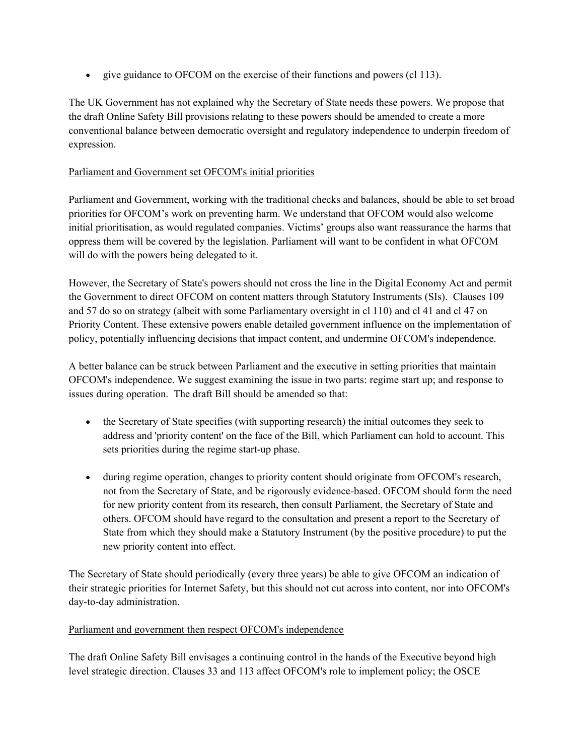- give guidance to OFCOM on the exercise of their functions and powers (cl 113).

The UK Government has not explained why the Secretary of State needs these powers. We propose that the draft Online Safety Bill provisions relating to these powers should be amended to create a more conventional balance between democratic oversight and regulatory independence to underpin freedom of expression.

<u>Parliament and Government set OFCOM's initial priorities</u>

Parliament and Government, working with the traditional checks and balances, should be able to set broad priorities for OFCOM's work on preventing harm. We understand that OFCOM would also welcome initial prioritisation, as would regulated companies. Victims' groups also want reassurance the harms that oppress them will be covered by the legislation. Parliament will want to be confident in what OFCOM will do with the powers being delegated to it.

However, the Secretary of State's powers should not cross the line in the Digital Economy Act and permit the Government to direct OFCOM on content matters through Statutory Instruments (SIs). Clauses 109 and 57 do so on strategy (albeit with some Parliamentary oversight in cl 110) and cl 41 and cl 47 on Priority Content. These extensive powers enable detailed government influence on the implementation of policy, potentially influencing decisions that impact content, and undermine OFCOM's independence.

A better balance can be struck between Parliament and the executive in setting priorities that maintain OFCOM's independence. We suggest examining the issue in two parts: regime start up; and response to issues during operation. The draft Bill should be amended so that:

- the Secretary of State specifies (with supporting research) the initial outcomes they seek to address and 'priority content' on the face of the Bill, which Parliament can hold to account. This sets priorities during the regime start-up phase.

- during regime operation, changes to priority content should originate from OFCOM's research, not from the Secretary of State, and be rigorously evidence-based. OFCOM should form the need for new priority content from its research, then consult Parliament, the Secretary of State and others. OFCOM should have regard to the consultation and present a report to the Secretary of State from which they should make a Statutory Instrument (by the positive procedure) to put the new priority content into effect.

The Secretary of State should periodically (every three years) be able to give OFCOM an indication of their strategic priorities for Internet Safety, but this should not cut across into content, nor into OFCOM's day-to-day administration.

<u>Parliament and government then respect OFCOM's independence</u>

The draft Online Safety Bill envisages a continuing control in the hands of the Executive beyond high level strategic direction. Clauses 33 and 113 affect OFCOM's role to implement policy; the OSCE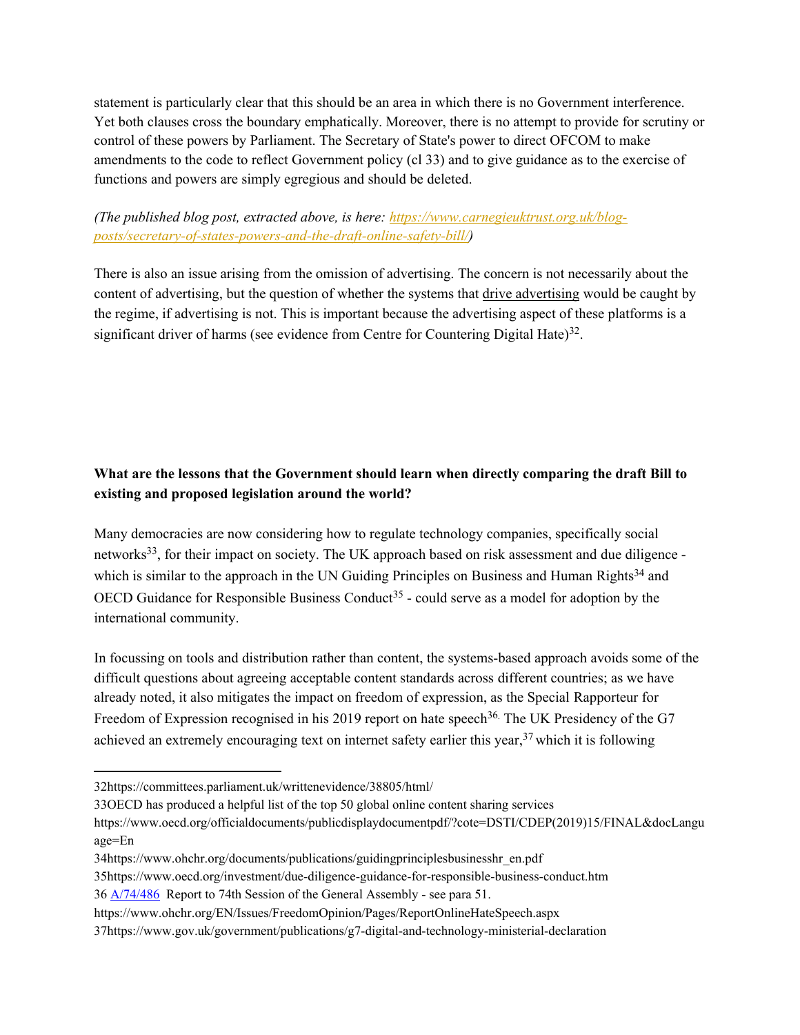statement is particularly clear that this should be an area in which there is no Government interference. Yet both clauses cross the boundary emphatically. Moreover, there is no attempt to provide for scrutiny or control of these powers by Parliament. The Secretary of State's power to direct OFCOM to make amendments to the code to reflect Government policy (cl 33) and to give guidance as to the exercise of functions and powers are simply egregious and should be deleted.

*(The published blog post, extracted above, is here: [https://www.carnegieuktrust.org.uk/blog-posts/secretary-of-states-powers-and-the-draft-online-safety-bill/](https://www.carnegieuktrust.org.uk/blog-posts/secretary-of-states-powers-and-the-draft-online-safety-bill/))*

There is also an issue arising from the omission of advertising. The concern is not necessarily about the content of advertising, but the question of whether the systems that drive advertising would be caught by the regime, if advertising is not. This is important because the advertising aspect of these platforms is a significant driver of harms (see evidence from Centre for Countering Digital Hate)[32].

**What are the lessons that the Government should learn when directly comparing the draft Bill to existing and proposed legislation around the world?**

Many democracies are now considering how to regulate technology companies, specifically social networks[33], for their impact on society. The UK approach based on risk assessment and due diligence - which is similar to the approach in the UN Guiding Principles on Business and Human Rights[34] and OECD Guidance for Responsible Business Conduct[35] - could serve as a model for adoption by the international community.

In focussing on tools and distribution rather than content, the systems-based approach avoids some of the difficult questions about agreeing acceptable content standards across different countries; as we have already noted, it also mitigates the impact on freedom of expression, as the Special Rapporteur for Freedom of Expression recognised in his 2019 report on hate speech[36]. The UK Presidency of the G7 achieved an extremely encouraging text on internet safety earlier this year,[37] which it is following

---

32https://committees.parliament.uk/writtenevidence/38805/html/

33OECD has produced a helpful list of the top 50 global online content sharing services https://www.oecd.org/officialdocuments/publicdisplaydocumentpdf/?cote=DSTI/CDEP(2019)15/FINAL&docLanguage=En

34https://www.ohchr.org/documents/publications/guidingprinciplesbusinesshr_en.pdf

35https://www.oecd.org/investment/due-diligence-guidance-for-responsible-business-conduct.htm

36 A/74/486 Report to 74th Session of the General Assembly - see para 51. https://www.ohchr.org/EN/Issues/FreedomOpinion/Pages/ReportOnlineHateSpeech.aspx

37https://www.gov.uk/government/publications/g7-digital-and-technology-ministerial-declaration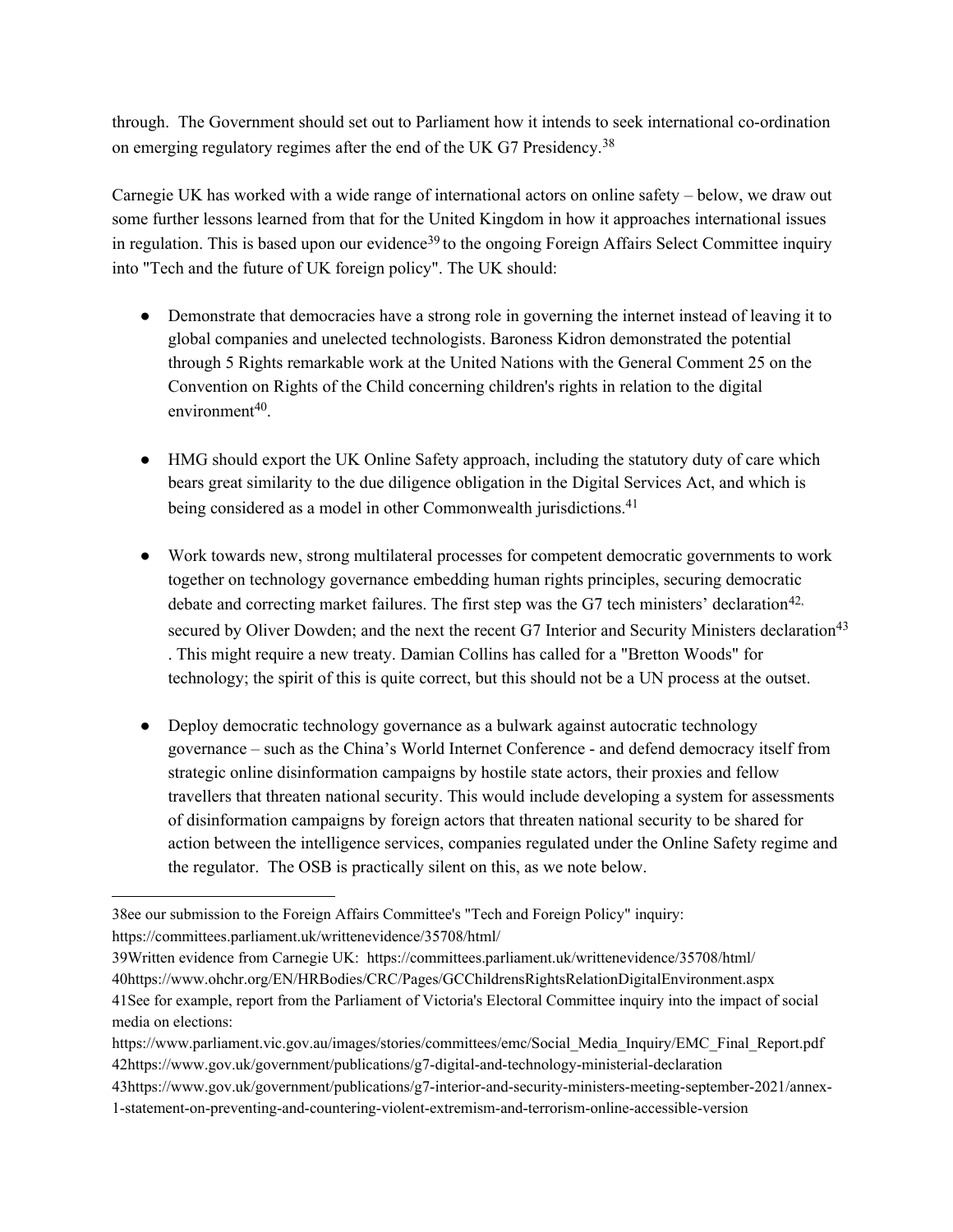through. The Government should set out to Parliament how it intends to seek international co-ordination on emerging regulatory regimes after the end of the UK G7 Presidency.[38]

Carnegie UK has worked with a wide range of international actors on online safety – below, we draw out some further lessons learned from that for the United Kingdom in how it approaches international issues in regulation. This is based upon our evidence[39] to the ongoing Foreign Affairs Select Committee inquiry into "Tech and the future of UK foreign policy". The UK should:

- Demonstrate that democracies have a strong role in governing the internet instead of leaving it to global companies and unelected technologists. Baroness Kidron demonstrated the potential through 5 Rights remarkable work at the United Nations with the General Comment 25 on the Convention on Rights of the Child concerning children's rights in relation to the digital environment[40].

- HMG should export the UK Online Safety approach, including the statutory duty of care which bears great similarity to the due diligence obligation in the Digital Services Act, and which is being considered as a model in other Commonwealth jurisdictions.[41]

- Work towards new, strong multilateral processes for competent democratic governments to work together on technology governance embedding human rights principles, securing democratic debate and correcting market failures. The first step was the G7 tech ministers' declaration[42], secured by Oliver Dowden; and the next the recent G7 Interior and Security Ministers declaration[43]. This might require a new treaty. Damian Collins has called for a "Bretton Woods" for technology; the spirit of this is quite correct, but this should not be a UN process at the outset.

- Deploy democratic technology governance as a bulwark against autocratic technology governance – such as the China's World Internet Conference - and defend democracy itself from strategic online disinformation campaigns by hostile state actors, their proxies and fellow travellers that threaten national security. This would include developing a system for assessments of disinformation campaigns by foreign actors that threaten national security to be shared for action between the intelligence services, companies regulated under the Online Safety regime and the regulator. The OSB is practically silent on this, as we note below.

---

38ee our submission to the Foreign Affairs Committee's "Tech and Foreign Policy" inquiry: https://committees.parliament.uk/writtenevidence/35708/html/

39Written evidence from Carnegie UK: https://committees.parliament.uk/writtenevidence/35708/html/

40https://www.ohchr.org/EN/HRBodies/CRC/Pages/GCChildrensRightsRelationDigitalEnvironment.aspx

41See for example, report from the Parliament of Victoria's Electoral Committee inquiry into the impact of social media on elections: https://www.parliament.vic.gov.au/images/stories/committees/emc/Social_Media_Inquiry/EMC_Final_Report.pdf

42https://www.gov.uk/government/publications/g7-digital-and-technology-ministerial-declaration

43https://www.gov.uk/government/publications/g7-interior-and-security-ministers-meeting-september-2021/annex-1-statement-on-preventing-and-countering-violent-extremism-and-terrorism-online-accessible-version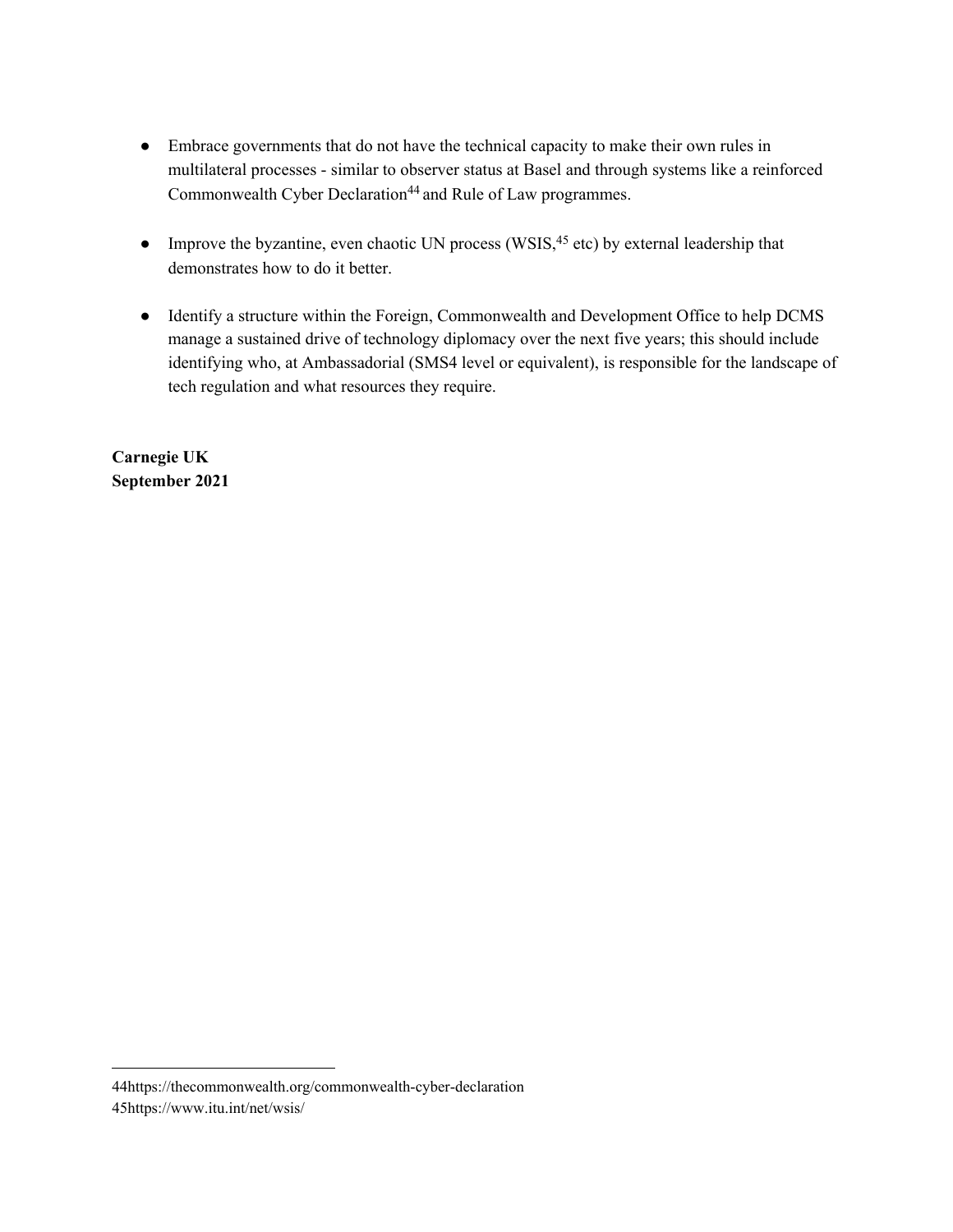- Embrace governments that do not have the technical capacity to make their own rules in multilateral processes - similar to observer status at Basel and through systems like a reinforced Commonwealth Cyber Declaration[44] and Rule of Law programmes.

- Improve the byzantine, even chaotic UN process (WSIS,[45] etc) by external leadership that demonstrates how to do it better.

- Identify a structure within the Foreign, Commonwealth and Development Office to help DCMS manage a sustained drive of technology diplomacy over the next five years; this should include identifying who, at Ambassadorial (SMS4 level or equivalent), is responsible for the landscape of tech regulation and what resources they require.

**Carnegie UK**
**September 2021**

---

44https://thecommonwealth.org/commonwealth-cyber-declaration
45https://www.itu.int/net/wsis/